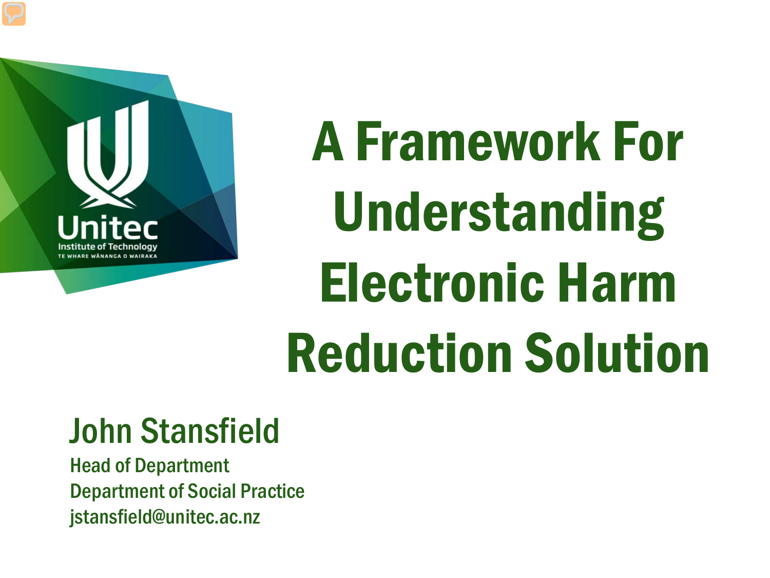# A Framework For Understanding Electronic Harm Reduction Solution

## John Stansfield

Head of Department
Department of Social Practice
jstansfield@unitec.ac.nz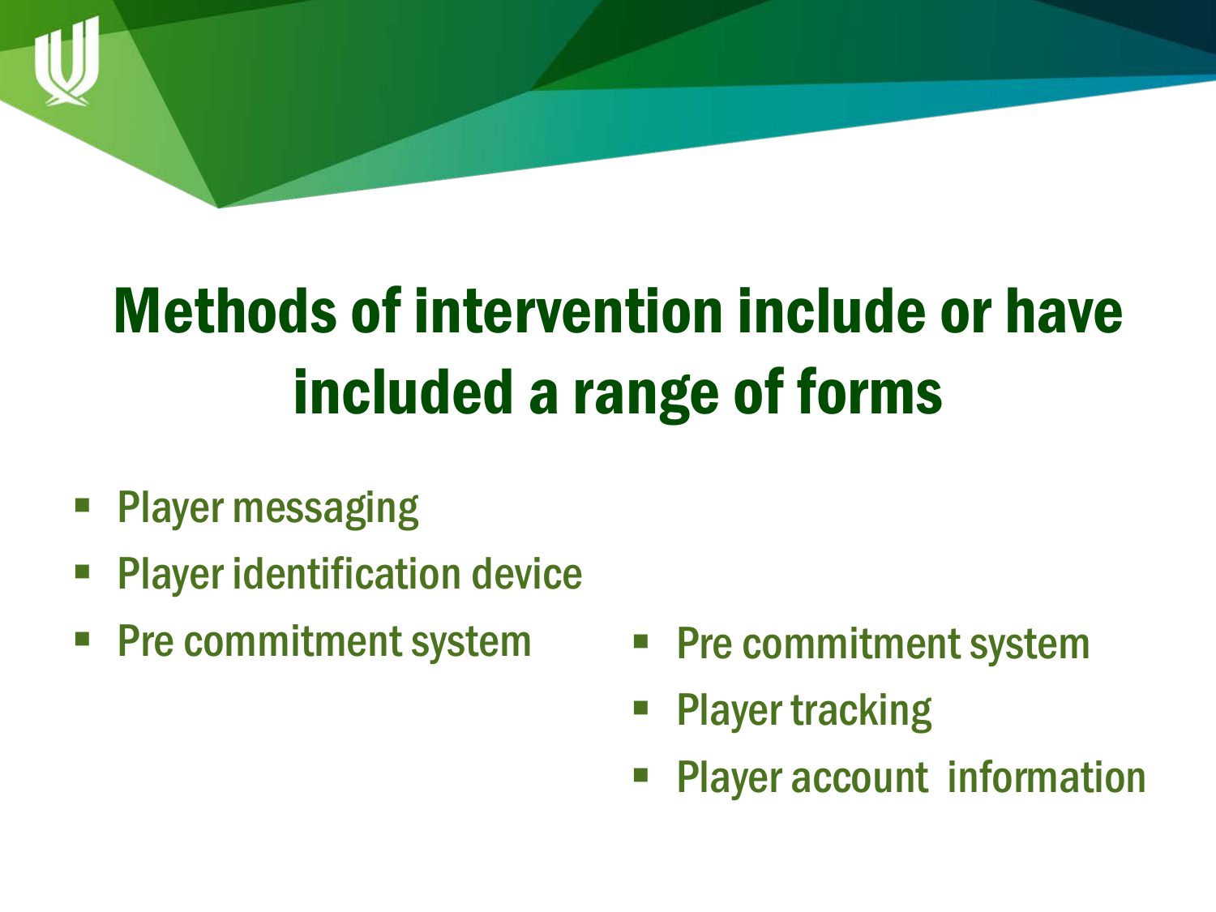# Methods of intervention include or have included a range of forms

- Player messaging
- Player identification device
- Pre commitment system

- Pre commitment system
- Player tracking
- Player account information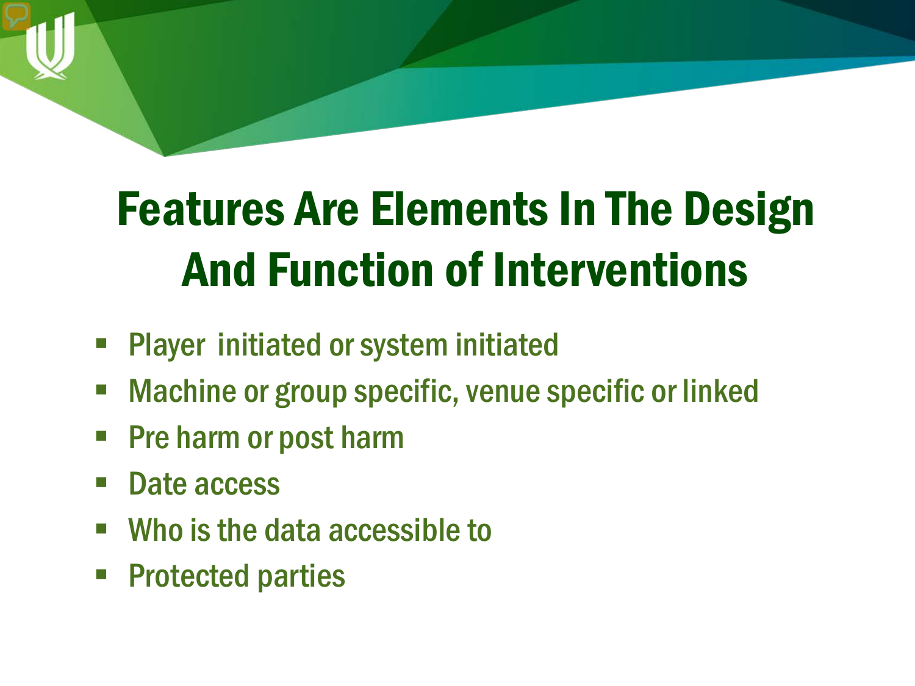# Features Are Elements In The Design And Function of Interventions

- Player initiated or system initiated
- Machine or group specific, venue specific or linked
- Pre harm or post harm
- Date access
- Who is the data accessible to
- Protected parties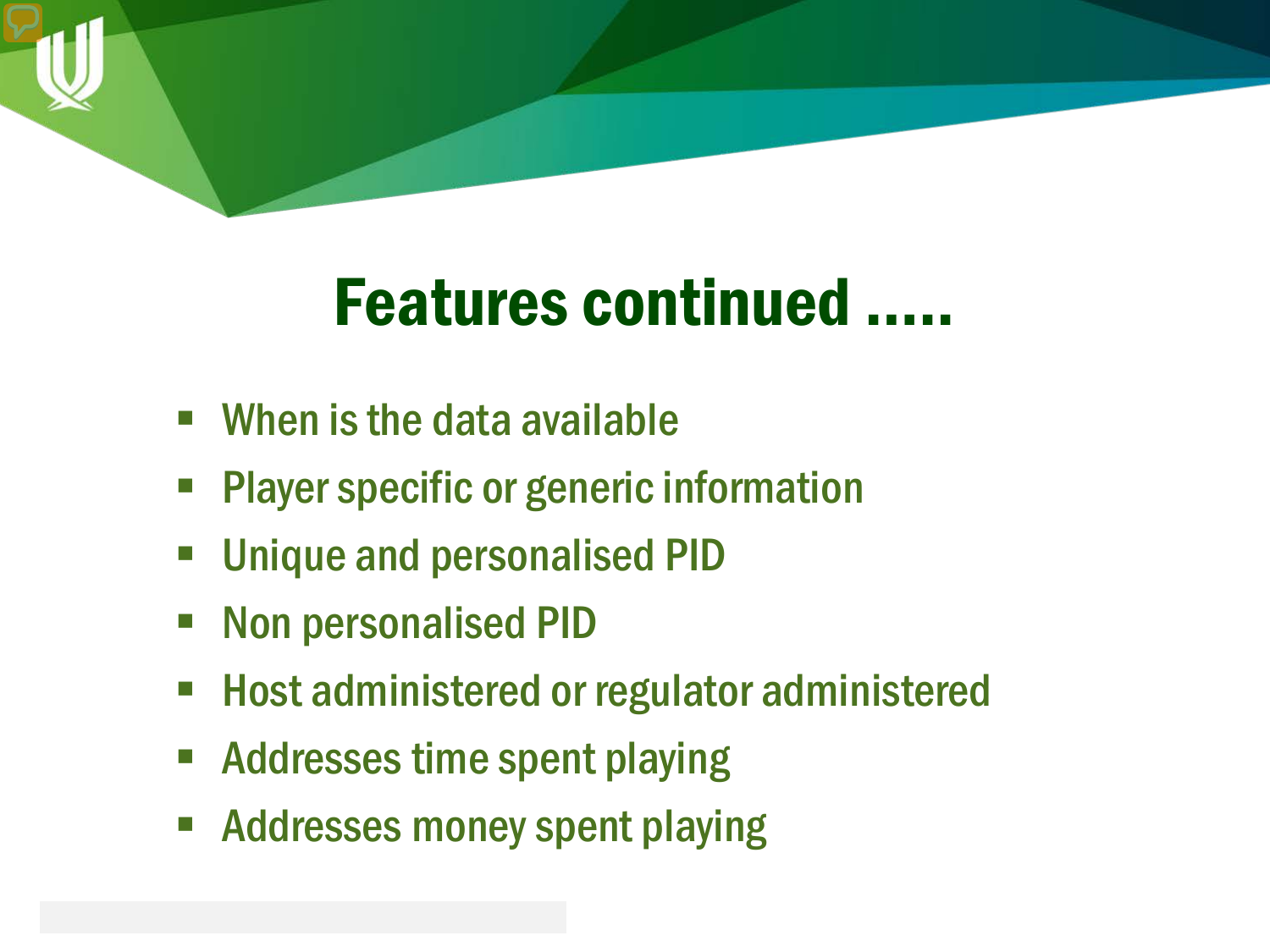# Features continued .....

- When is the data available
- Player specific or generic information
- Unique and personalised PID
- Non personalised PID
- Host administered or regulator administered
- Addresses time spent playing
- Addresses money spent playing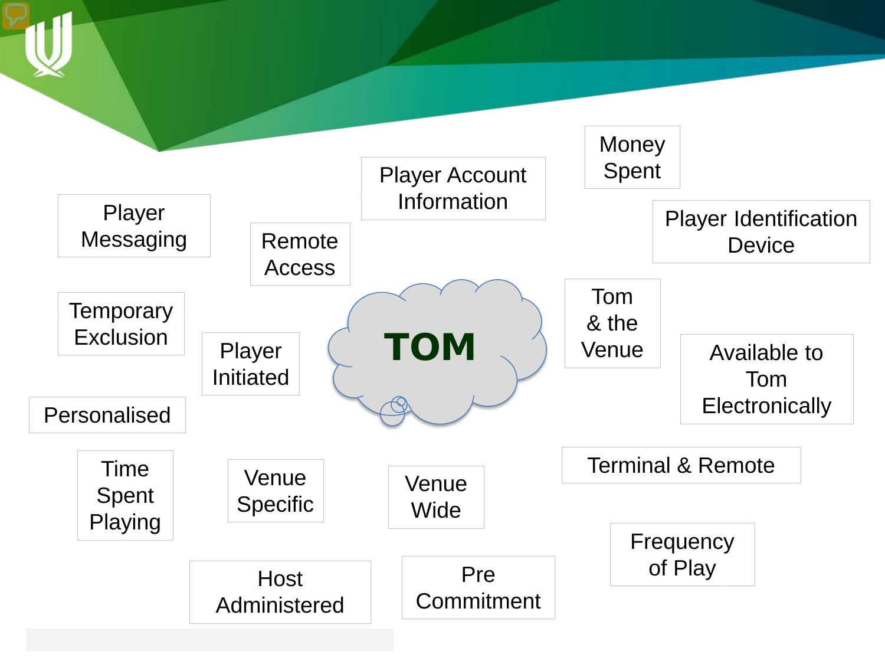# TOM

- Player Messaging
- Remote Access
- Player Account Information
- Money Spent
- Player Identification Device
- Temporary Exclusion
- Player Initiated
- Tom & the Venue
- Available to Tom Electronically
- Personalised
- Time Spent Playing
- Venue Specific
- Venue Wide
- Terminal & Remote
- Frequency of Play
- Host Administered
- Pre Commitment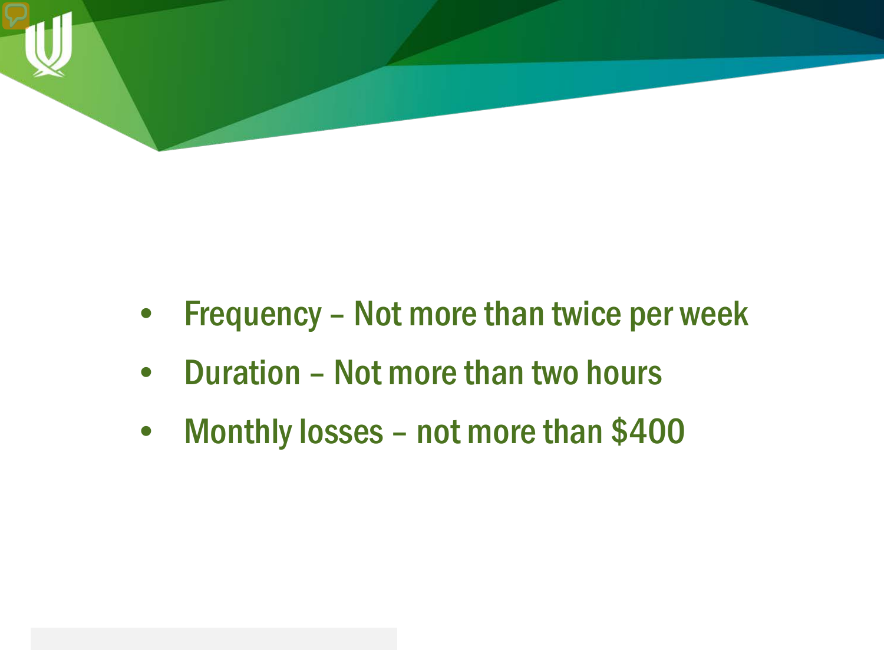- Frequency – Not more than twice per week
- Duration – Not more than two hours
- Monthly losses – not more than $400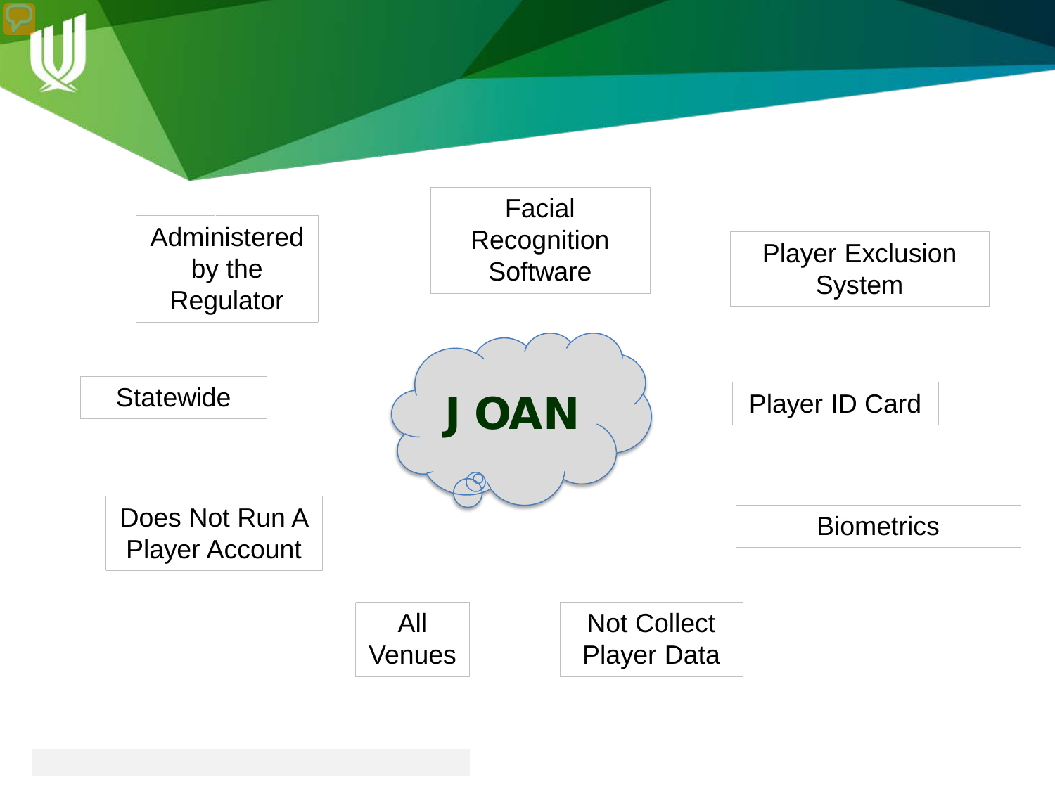# J OAN

- Administered by the Regulator
- Facial Recognition Software
- Player Exclusion System
- Statewide
- Player ID Card
- Does Not Run A Player Account
- Biometrics
- All Venues
- Not Collect Player Data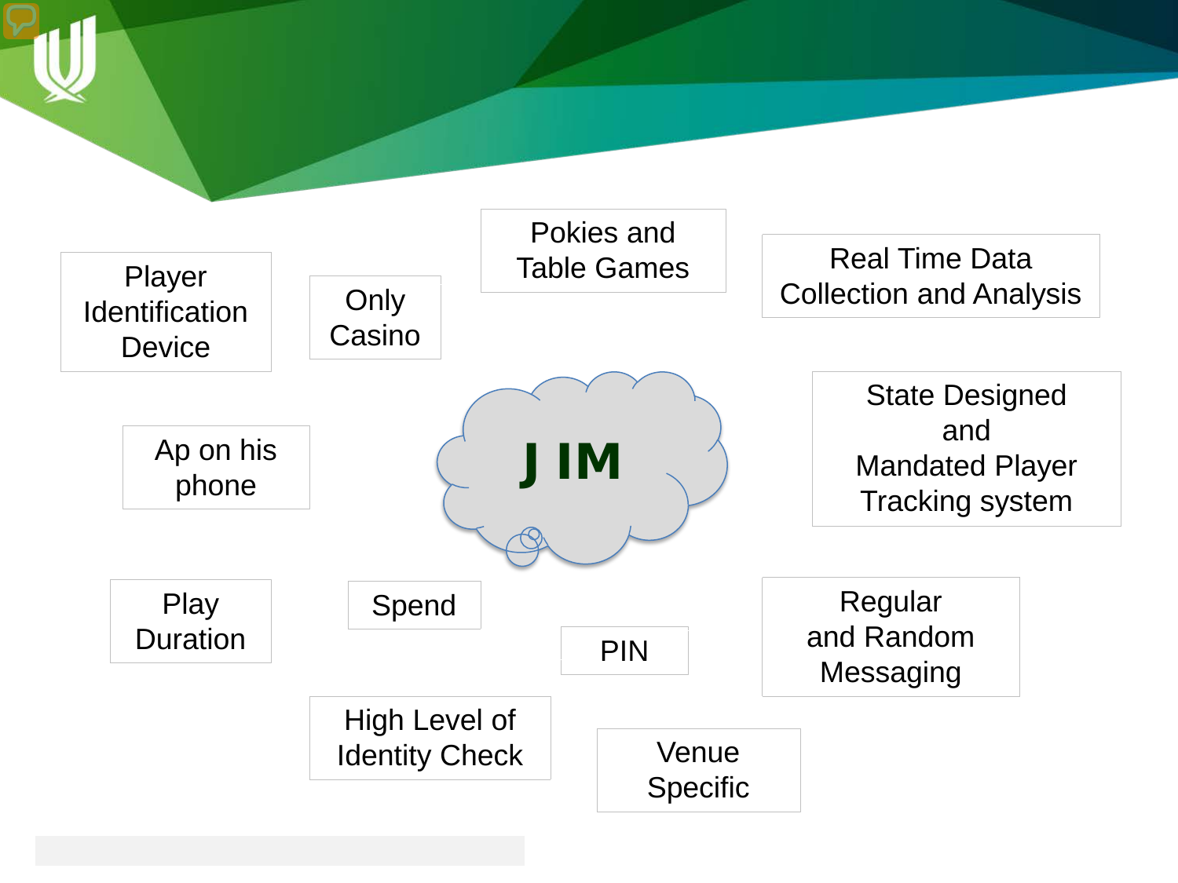# J IM

- Player Identification Device
- Only Casino
- Pokies and Table Games
- Real Time Data Collection and Analysis
- Ap on his phone
- State Designed and Mandated Player Tracking system
- Play Duration
- Spend
- PIN
- Regular and Random Messaging
- High Level of Identity Check
- Venue Specific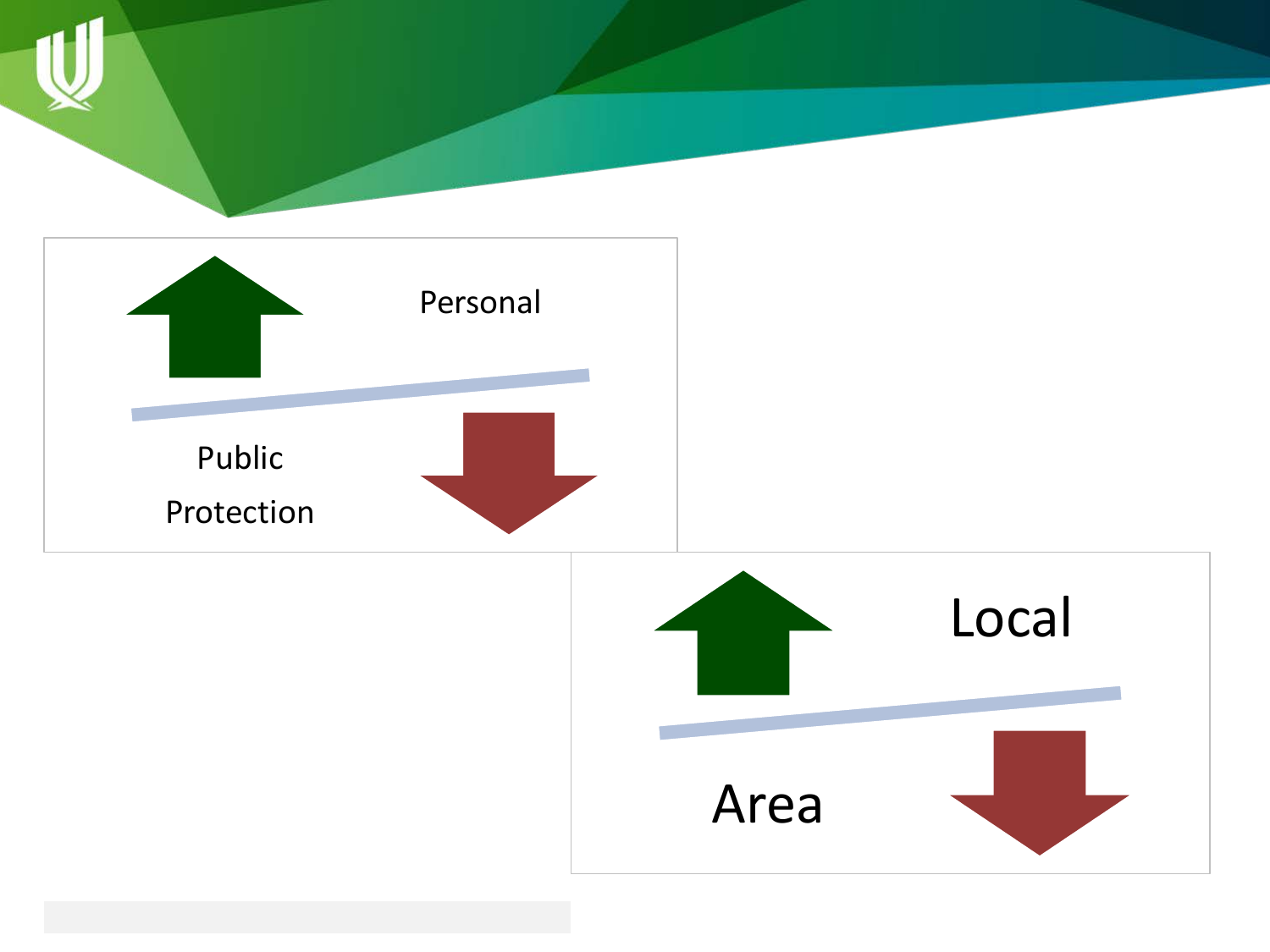Personal

Public Protection

Local

Area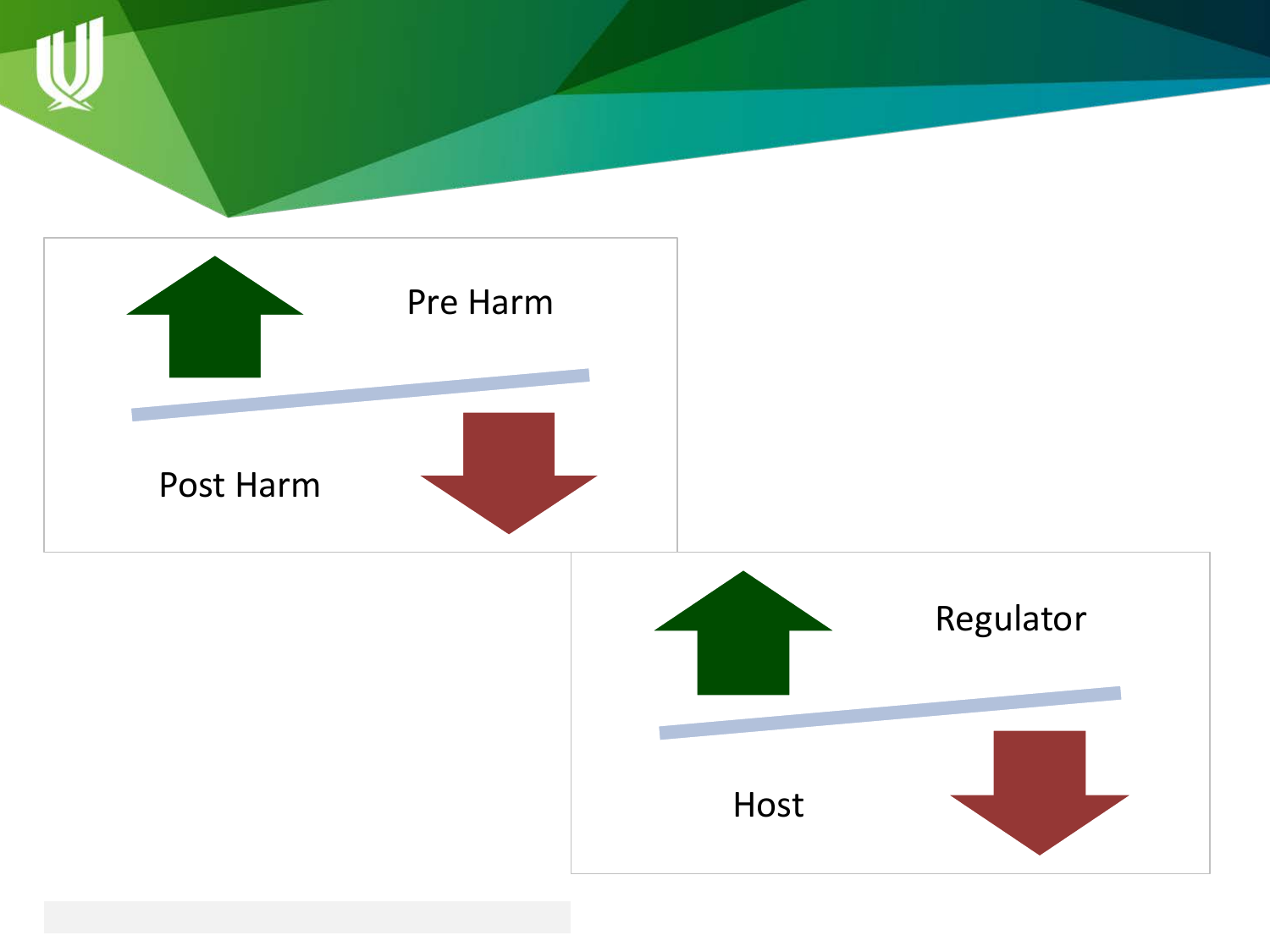Pre Harm

Post Harm

Regulator

Host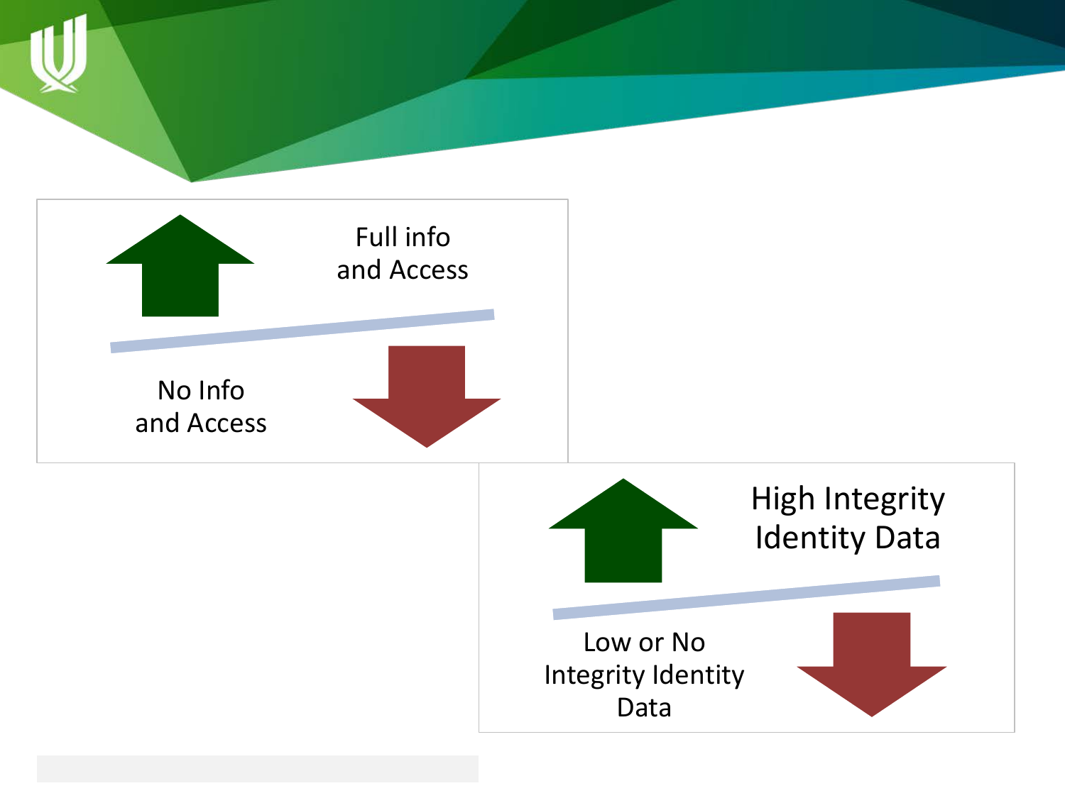Full info
and Access

No Info
and Access

High Integrity
Identity Data

Low or No
Integrity Identity
Data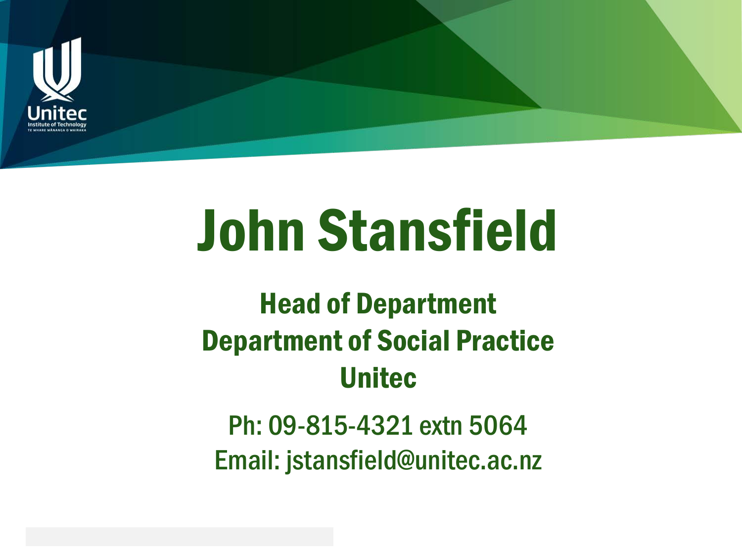# John Stansfield

## Head of Department
## Department of Social Practice
## Unitec

Ph: 09-815-4321 extn 5064
Email: jstansfield@unitec.ac.nz